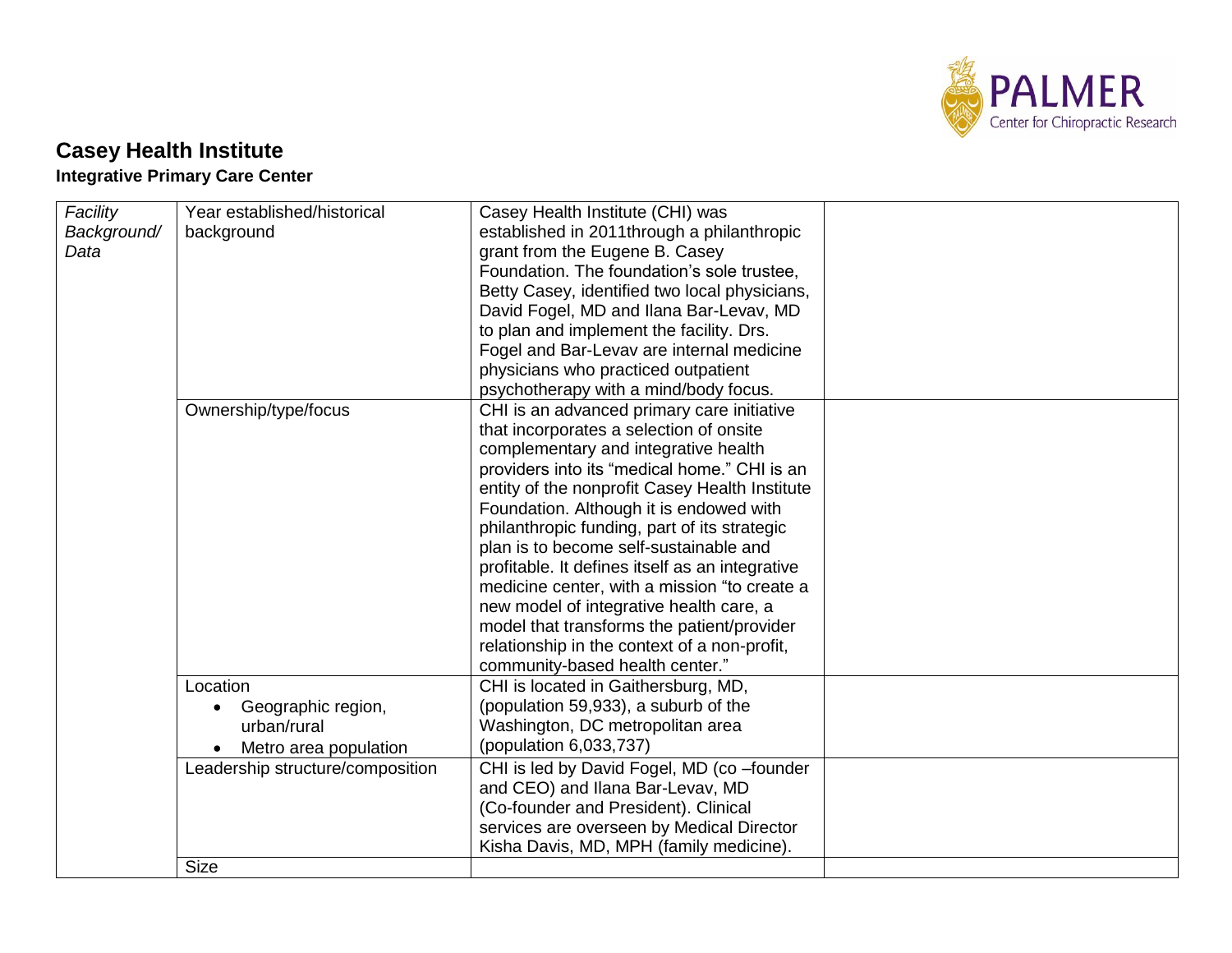# Casey Health Institute

## Integrative Primary Care Center

| | | | |
|---|---|---|---|
| *Facility Background/ Data* | Year established/historical background | Casey Health Institute (CHI) was established in 2011through a philanthropic grant from the Eugene B. Casey Foundation. The foundation's sole trustee, Betty Casey, identified two local physicians, David Fogel, MD and Ilana Bar-Levav, MD to plan and implement the facility. Drs. Fogel and Bar-Levav are internal medicine physicians who practiced outpatient psychotherapy with a mind/body focus. | |
| | Ownership/type/focus | CHI is an advanced primary care initiative that incorporates a selection of onsite complementary and integrative health providers into its "medical home." CHI is an entity of the nonprofit Casey Health Institute Foundation. Although it is endowed with philanthropic funding, part of its strategic plan is to become self-sustainable and profitable. It defines itself as an integrative medicine center, with a mission "to create a new model of integrative health care, a model that transforms the patient/provider relationship in the context of a non-profit, community-based health center." | |
| | Location<br>• Geographic region, urban/rural<br>• Metro area population | CHI is located in Gaithersburg, MD, (population 59,933), a suburb of the Washington, DC metropolitan area (population 6,033,737) | |
| | Leadership structure/composition | CHI is led by David Fogel, MD (co –founder and CEO) and Ilana Bar-Levav, MD (Co-founder and President). Clinical services are overseen by Medical Director Kisha Davis, MD, MPH (family medicine). | |
| | Size | | |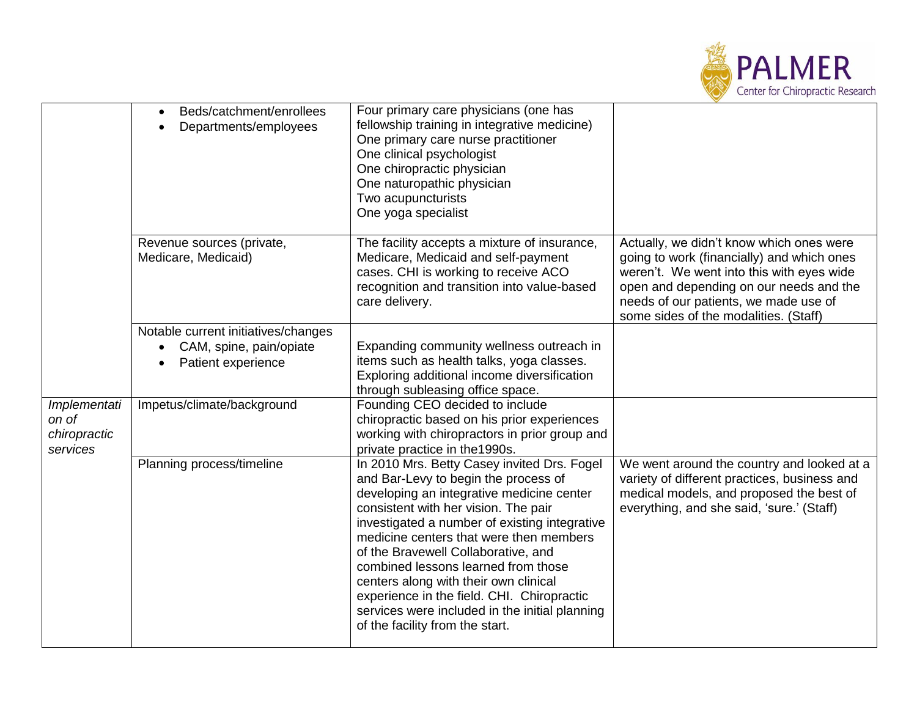| | | | |
|---|---|---|---|
| | • Beds/catchment/enrollees<br>• Departments/employees | Four primary care physicians (one has fellowship training in integrative medicine)<br>One primary care nurse practitioner<br>One clinical psychologist<br>One chiropractic physician<br>One naturopathic physician<br>Two acupuncturists<br>One yoga specialist | |
| | Revenue sources (private, Medicare, Medicaid) | The facility accepts a mixture of insurance, Medicare, Medicaid and self-payment cases. CHI is working to receive ACO recognition and transition into value-based care delivery. | Actually, we didn't know which ones were going to work (financially) and which ones weren't. We went into this with eyes wide open and depending on our needs and the needs of our patients, we made use of some sides of the modalities. (Staff) |
| | Notable current initiatives/changes<br>• CAM, spine, pain/opiate<br>• Patient experience | Expanding community wellness outreach in items such as health talks, yoga classes. Exploring additional income diversification through subleasing office space. | |
| *Implementation of chiropractic services* | Impetus/climate/background | Founding CEO decided to include chiropractic based on his prior experiences working with chiropractors in prior group and private practice in the1990s. | |
| | Planning process/timeline | In 2010 Mrs. Betty Casey invited Drs. Fogel and Bar-Levy to begin the process of developing an integrative medicine center consistent with her vision. The pair investigated a number of existing integrative medicine centers that were then members of the Bravewell Collaborative, and combined lessons learned from those centers along with their own clinical experience in the field. CHI. Chiropractic services were included in the initial planning of the facility from the start. | We went around the country and looked at a variety of different practices, business and medical models, and proposed the best of everything, and she said, 'sure.' (Staff) |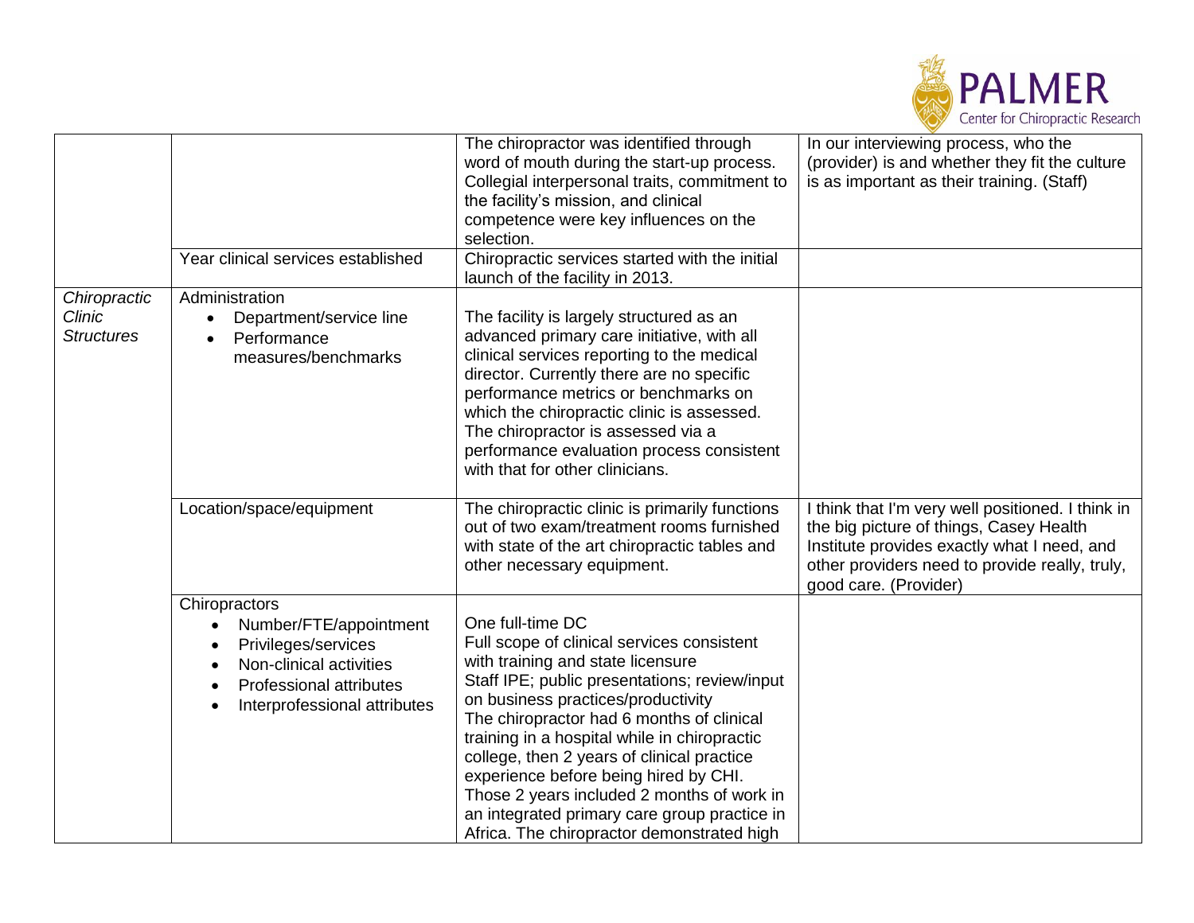| | | | |
|---|---|---|---|
| | | The chiropractor was identified through word of mouth during the start-up process. Collegial interpersonal traits, commitment to the facility's mission, and clinical competence were key influences on the selection. | In our interviewing process, who the (provider) is and whether they fit the culture is as important as their training. (Staff) |
| | Year clinical services established | Chiropractic services started with the initial launch of the facility in 2013. | |
| *Chiropractic Clinic Structures* | Administration<br>• Department/service line<br>• Performance measures/benchmarks | The facility is largely structured as an advanced primary care initiative, with all clinical services reporting to the medical director. Currently there are no specific performance metrics or benchmarks on which the chiropractic clinic is assessed. The chiropractor is assessed via a performance evaluation process consistent with that for other clinicians. | |
| | Location/space/equipment | The chiropractic clinic is primarily functions out of two exam/treatment rooms furnished with state of the art chiropractic tables and other necessary equipment. | I think that I'm very well positioned. I think in the big picture of things, Casey Health Institute provides exactly what I need, and other providers need to provide really, truly, good care. (Provider) |
| | Chiropractors<br>• Number/FTE/appointment<br>• Privileges/services<br>• Non-clinical activities<br>• Professional attributes<br>• Interprofessional attributes | One full-time DC<br>Full scope of clinical services consistent with training and state licensure<br>Staff IPE; public presentations; review/input on business practices/productivity<br>The chiropractor had 6 months of clinical training in a hospital while in chiropractic college, then 2 years of clinical practice experience before being hired by CHI. Those 2 years included 2 months of work in an integrated primary care group practice in Africa. The chiropractor demonstrated high | |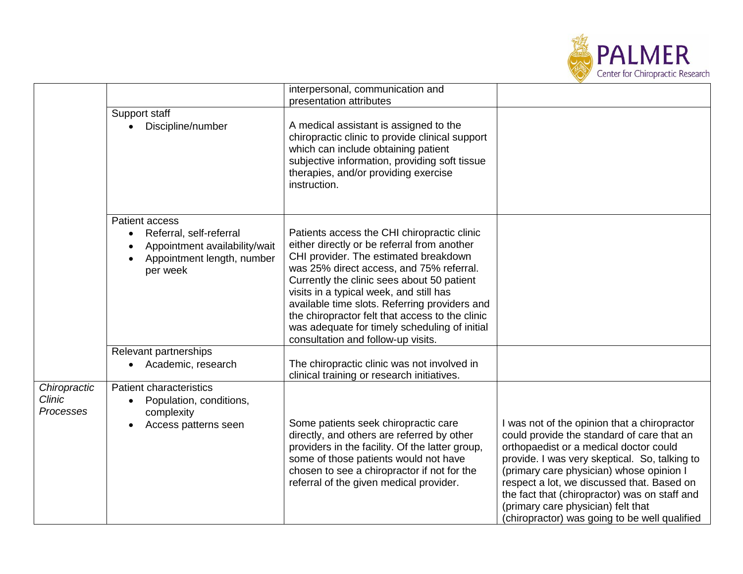| | | | |
|---|---|---|---|
| | | interpersonal, communication and presentation attributes | |
| | Support staff<br>• Discipline/number | A medical assistant is assigned to the chiropractic clinic to provide clinical support which can include obtaining patient subjective information, providing soft tissue therapies, and/or providing exercise instruction. | |
| | Patient access<br>• Referral, self-referral<br>• Appointment availability/wait<br>• Appointment length, number per week | Patients access the CHI chiropractic clinic either directly or be referral from another CHI provider. The estimated breakdown was 25% direct access, and 75% referral. Currently the clinic sees about 50 patient visits in a typical week, and still has available time slots. Referring providers and the chiropractor felt that access to the clinic was adequate for timely scheduling of initial consultation and follow-up visits. | |
| | Relevant partnerships<br>• Academic, research | The chiropractic clinic was not involved in clinical training or research initiatives. | |
| *Chiropractic Clinic Processes* | Patient characteristics<br>• Population, conditions, complexity<br>• Access patterns seen | Some patients seek chiropractic care directly, and others are referred by other providers in the facility. Of the latter group, some of those patients would not have chosen to see a chiropractor if not for the referral of the given medical provider. | I was not of the opinion that a chiropractor could provide the standard of care that an orthopaedist or a medical doctor could provide. I was very skeptical. So, talking to (primary care physician) whose opinion I respect a lot, we discussed that. Based on the fact that (chiropractor) was on staff and (primary care physician) felt that (chiropractor) was going to be well qualified |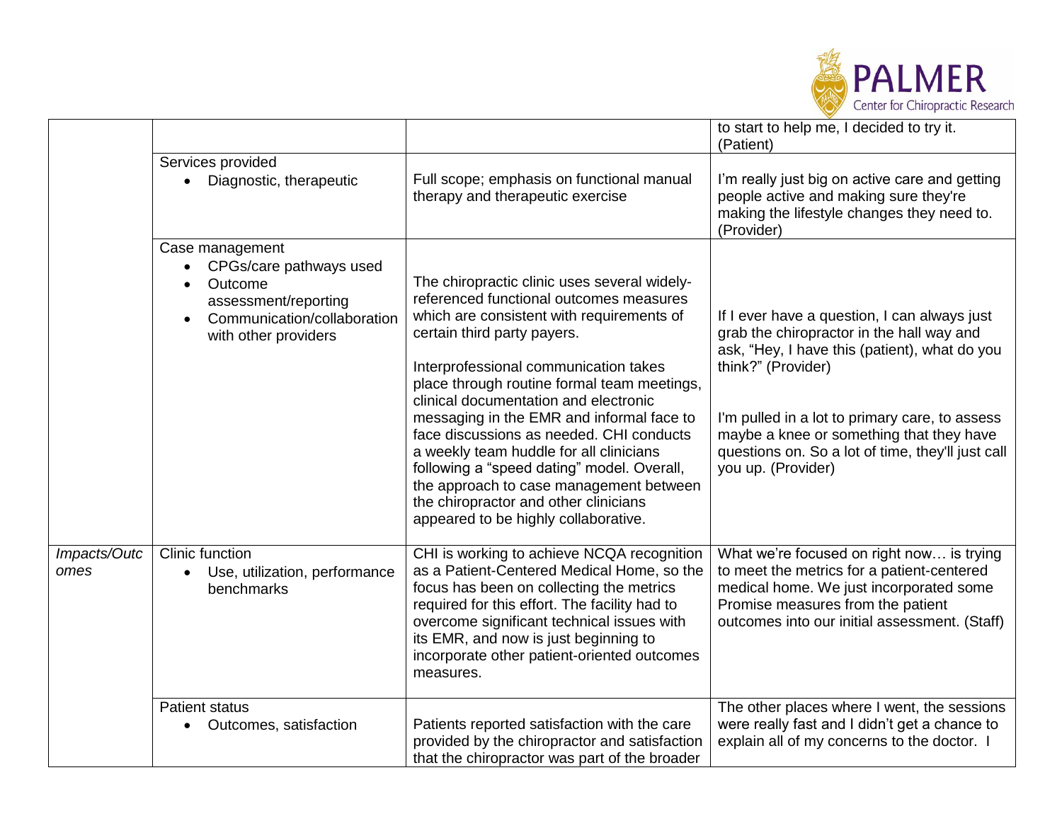| | | | |
|---|---|---|---|
| | | | to start to help me, I decided to try it. (Patient) |
| | Services provided<br>• Diagnostic, therapeutic | Full scope; emphasis on functional manual therapy and therapeutic exercise | I'm really just big on active care and getting people active and making sure they're making the lifestyle changes they need to. (Provider) |
| | Case management<br>• CPGs/care pathways used<br>• Outcome assessment/reporting<br>• Communication/collaboration with other providers | The chiropractic clinic uses several widely-referenced functional outcomes measures which are consistent with requirements of certain third party payers.<br><br>Interprofessional communication takes place through routine formal team meetings, clinical documentation and electronic messaging in the EMR and informal face to face discussions as needed. CHI conducts a weekly team huddle for all clinicians following a "speed dating" model. Overall, the approach to case management between the chiropractor and other clinicians appeared to be highly collaborative. | If I ever have a question, I can always just grab the chiropractor in the hall way and ask, "Hey, I have this (patient), what do you think?" (Provider)<br><br>I'm pulled in a lot to primary care, to assess maybe a knee or something that they have questions on. So a lot of time, they'll just call you up. (Provider) |
| *Impacts/Outcomes* | Clinic function<br>• Use, utilization, performance benchmarks | CHI is working to achieve NCQA recognition as a Patient-Centered Medical Home, so the focus has been on collecting the metrics required for this effort. The facility had to overcome significant technical issues with its EMR, and now is just beginning to incorporate other patient-oriented outcomes measures. | What we're focused on right now… is trying to meet the metrics for a patient-centered medical home. We just incorporated some Promise measures from the patient outcomes into our initial assessment. (Staff) |
| | Patient status<br>• Outcomes, satisfaction | Patients reported satisfaction with the care provided by the chiropractor and satisfaction that the chiropractor was part of the broader | The other places where I went, the sessions were really fast and I didn't get a chance to explain all of my concerns to the doctor. I |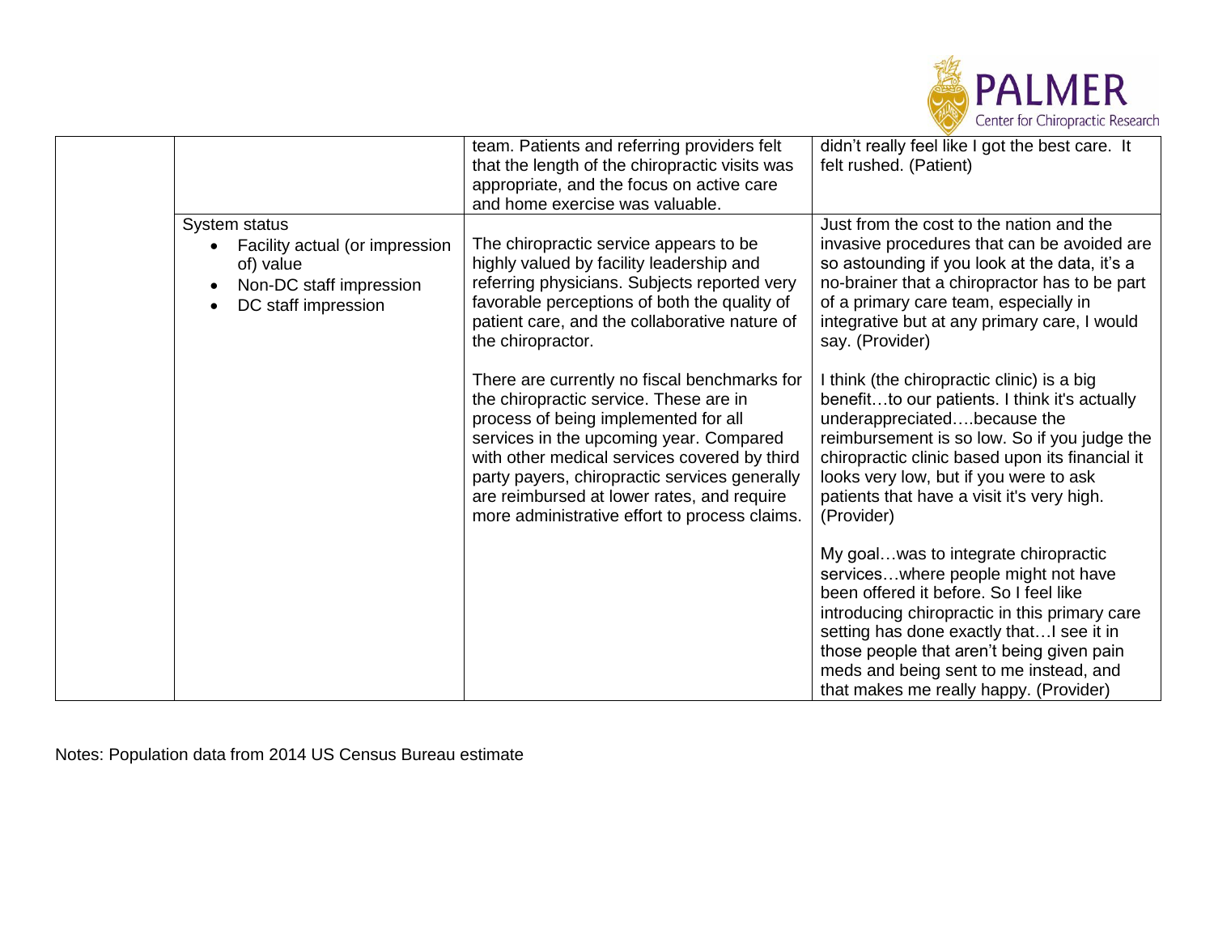| | | | |
|---|---|---|---|
| | | team. Patients and referring providers felt that the length of the chiropractic visits was appropriate, and the focus on active care and home exercise was valuable. | didn't really feel like I got the best care. It felt rushed. (Patient) |
| | System status<br>• Facility actual (or impression of) value<br>• Non-DC staff impression<br>• DC staff impression | The chiropractic service appears to be highly valued by facility leadership and referring physicians. Subjects reported very favorable perceptions of both the quality of patient care, and the collaborative nature of the chiropractor.<br><br>There are currently no fiscal benchmarks for the chiropractic service. These are in process of being implemented for all services in the upcoming year. Compared with other medical services covered by third party payers, chiropractic services generally are reimbursed at lower rates, and require more administrative effort to process claims. | Just from the cost to the nation and the invasive procedures that can be avoided are so astounding if you look at the data, it's a no-brainer that a chiropractor has to be part of a primary care team, especially in integrative but at any primary care, I would say. (Provider)<br><br>I think (the chiropractic clinic) is a big benefit…to our patients. I think it's actually underappreciated….because the reimbursement is so low. So if you judge the chiropractic clinic based upon its financial it looks very low, but if you were to ask patients that have a visit it's very high. (Provider)<br><br>My goal…was to integrate chiropractic services…where people might not have been offered it before. So I feel like introducing chiropractic in this primary care setting has done exactly that…I see it in those people that aren't being given pain meds and being sent to me instead, and that makes me really happy. (Provider) |

Notes: Population data from 2014 US Census Bureau estimate